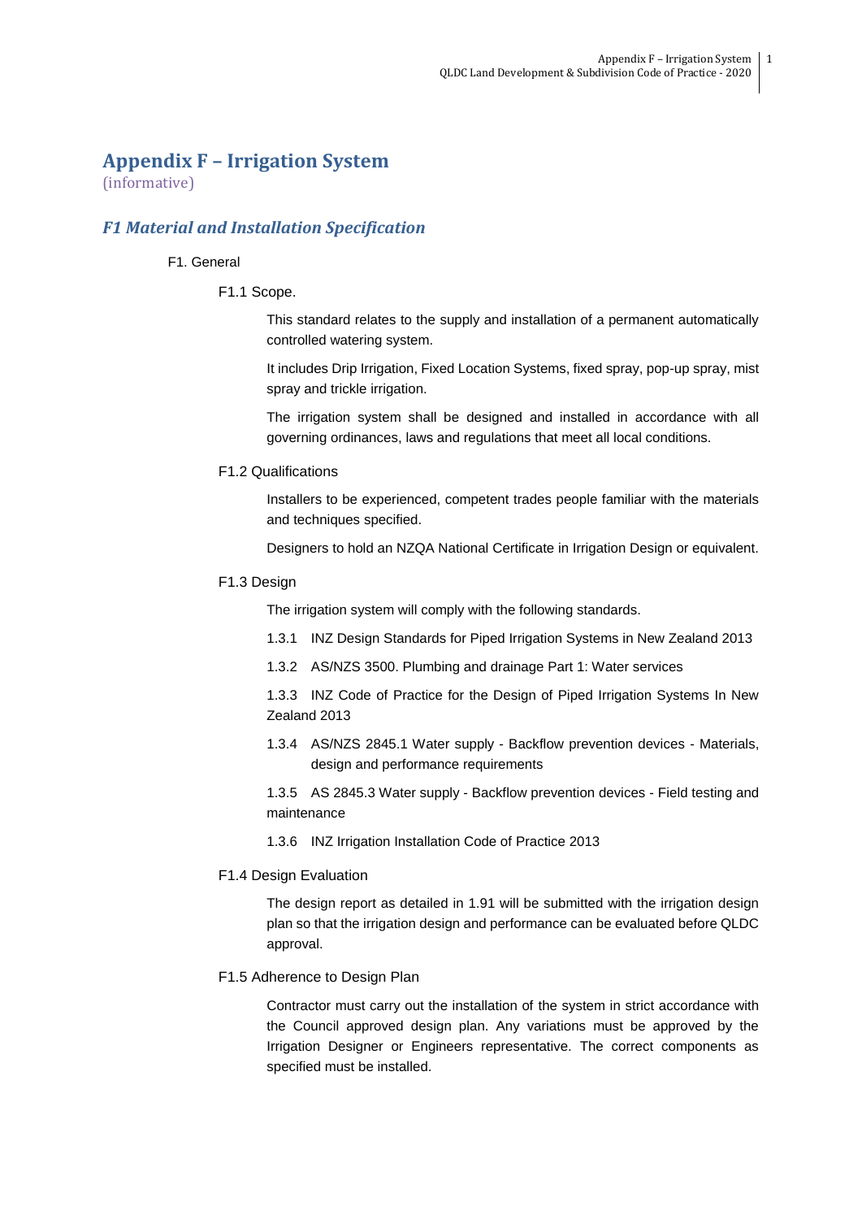# Appendix F – Irrigation System

(informative)

## *F1 Material and Installation Specification*

F1. General

F1.1 Scope.

This standard relates to the supply and installation of a permanent automatically controlled watering system.

It includes Drip Irrigation, Fixed Location Systems, fixed spray, pop-up spray, mist spray and trickle irrigation.

The irrigation system shall be designed and installed in accordance with all governing ordinances, laws and regulations that meet all local conditions.

F1.2 Qualifications

Installers to be experienced, competent trades people familiar with the materials and techniques specified.

Designers to hold an NZQA National Certificate in Irrigation Design or equivalent.

F1.3 Design

The irrigation system will comply with the following standards.

1.3.1 INZ Design Standards for Piped Irrigation Systems in New Zealand 2013

1.3.2 AS/NZS 3500. Plumbing and drainage Part 1: Water services

1.3.3 INZ Code of Practice for the Design of Piped Irrigation Systems In New Zealand 2013

1.3.4 AS/NZS 2845.1 Water supply - Backflow prevention devices - Materials, design and performance requirements

1.3.5 AS 2845.3 Water supply - Backflow prevention devices - Field testing and maintenance

1.3.6 INZ Irrigation Installation Code of Practice 2013

F1.4 Design Evaluation

The design report as detailed in 1.91 will be submitted with the irrigation design plan so that the irrigation design and performance can be evaluated before QLDC approval.

F1.5 Adherence to Design Plan

Contractor must carry out the installation of the system in strict accordance with the Council approved design plan. Any variations must be approved by the Irrigation Designer or Engineers representative. The correct components as specified must be installed.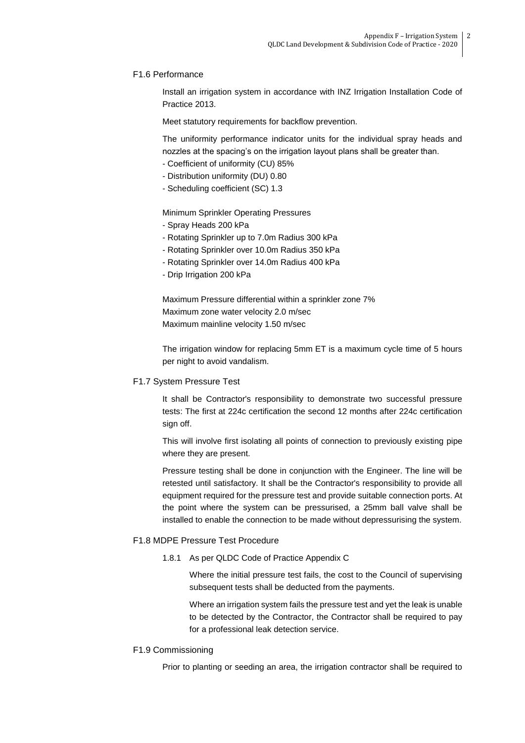### F1.6 Performance

Install an irrigation system in accordance with INZ Irrigation Installation Code of Practice 2013.

Meet statutory requirements for backflow prevention.

The uniformity performance indicator units for the individual spray heads and nozzles at the spacing's on the irrigation layout plans shall be greater than.

- Coefficient of uniformity (CU) 85%
- Distribution uniformity (DU) 0.80
- Scheduling coefficient (SC) 1.3

Minimum Sprinkler Operating Pressures

- Spray Heads 200 kPa
- Rotating Sprinkler up to 7.0m Radius 300 kPa
- Rotating Sprinkler over 10.0m Radius 350 kPa
- Rotating Sprinkler over 14.0m Radius 400 kPa
- Drip Irrigation 200 kPa

Maximum Pressure differential within a sprinkler zone 7%
Maximum zone water velocity 2.0 m/sec
Maximum mainline velocity 1.50 m/sec

The irrigation window for replacing 5mm ET is a maximum cycle time of 5 hours per night to avoid vandalism.

### F1.7 System Pressure Test

It shall be Contractor's responsibility to demonstrate two successful pressure tests: The first at 224c certification the second 12 months after 224c certification sign off.

This will involve first isolating all points of connection to previously existing pipe where they are present.

Pressure testing shall be done in conjunction with the Engineer. The line will be retested until satisfactory. It shall be the Contractor's responsibility to provide all equipment required for the pressure test and provide suitable connection ports. At the point where the system can be pressurised, a 25mm ball valve shall be installed to enable the connection to be made without depressurising the system.

### F1.8 MDPE Pressure Test Procedure

1.8.1 As per QLDC Code of Practice Appendix C

Where the initial pressure test fails, the cost to the Council of supervising subsequent tests shall be deducted from the payments.

Where an irrigation system fails the pressure test and yet the leak is unable to be detected by the Contractor, the Contractor shall be required to pay for a professional leak detection service.

### F1.9 Commissioning

Prior to planting or seeding an area, the irrigation contractor shall be required to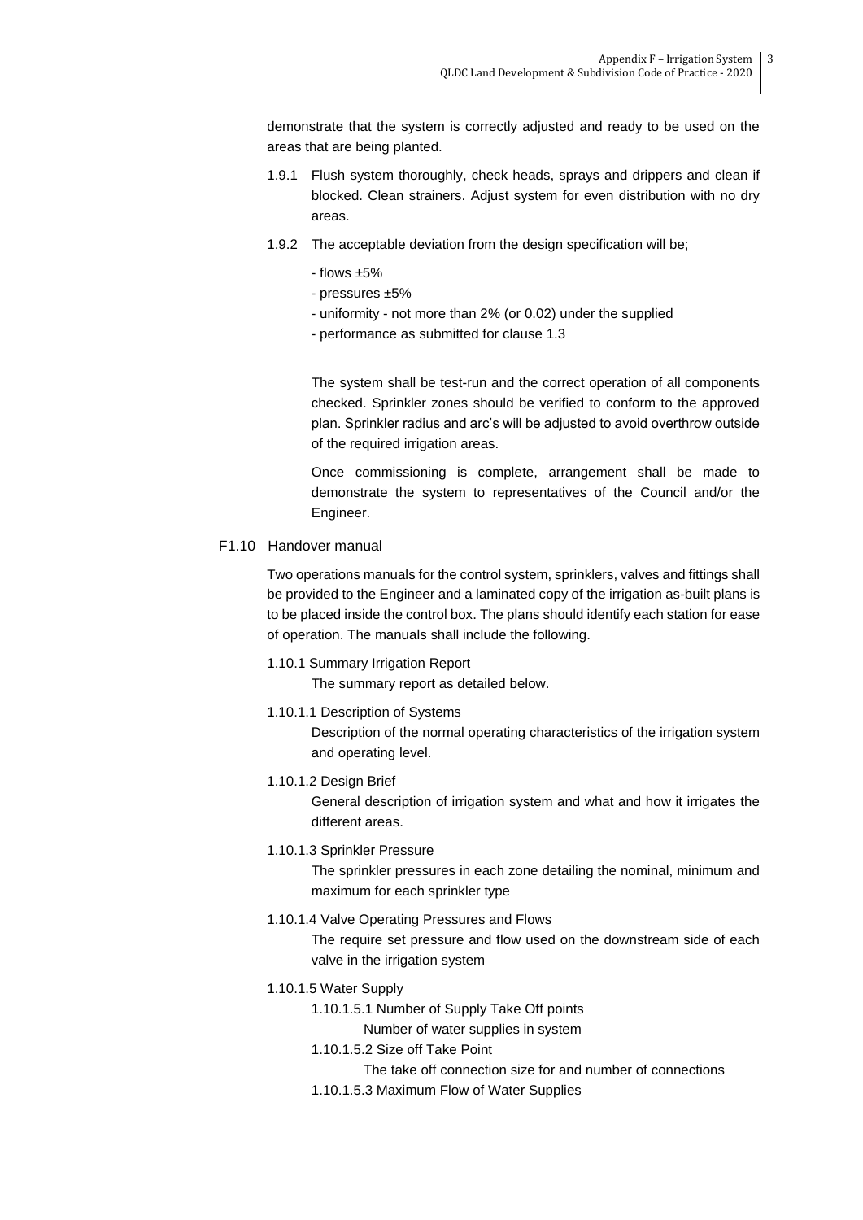demonstrate that the system is correctly adjusted and ready to be used on the areas that are being planted.

1.9.1 Flush system thoroughly, check heads, sprays and drippers and clean if blocked. Clean strainers. Adjust system for even distribution with no dry areas.

1.9.2 The acceptable deviation from the design specification will be;

- flows ±5%
- pressures ±5%
- uniformity - not more than 2% (or 0.02) under the supplied
- performance as submitted for clause 1.3

The system shall be test-run and the correct operation of all components checked. Sprinkler zones should be verified to conform to the approved plan. Sprinkler radius and arc's will be adjusted to avoid overthrow outside of the required irrigation areas.

Once commissioning is complete, arrangement shall be made to demonstrate the system to representatives of the Council and/or the Engineer.

## F1.10 Handover manual

Two operations manuals for the control system, sprinklers, valves and fittings shall be provided to the Engineer and a laminated copy of the irrigation as-built plans is to be placed inside the control box. The plans should identify each station for ease of operation. The manuals shall include the following.

1.10.1 Summary Irrigation Report

The summary report as detailed below.

1.10.1.1 Description of Systems

Description of the normal operating characteristics of the irrigation system and operating level.

1.10.1.2 Design Brief

General description of irrigation system and what and how it irrigates the different areas.

1.10.1.3 Sprinkler Pressure

The sprinkler pressures in each zone detailing the nominal, minimum and maximum for each sprinkler type

1.10.1.4 Valve Operating Pressures and Flows

The require set pressure and flow used on the downstream side of each valve in the irrigation system

1.10.1.5 Water Supply

1.10.1.5.1 Number of Supply Take Off points

Number of water supplies in system

1.10.1.5.2 Size off Take Point

The take off connection size for and number of connections

1.10.1.5.3 Maximum Flow of Water Supplies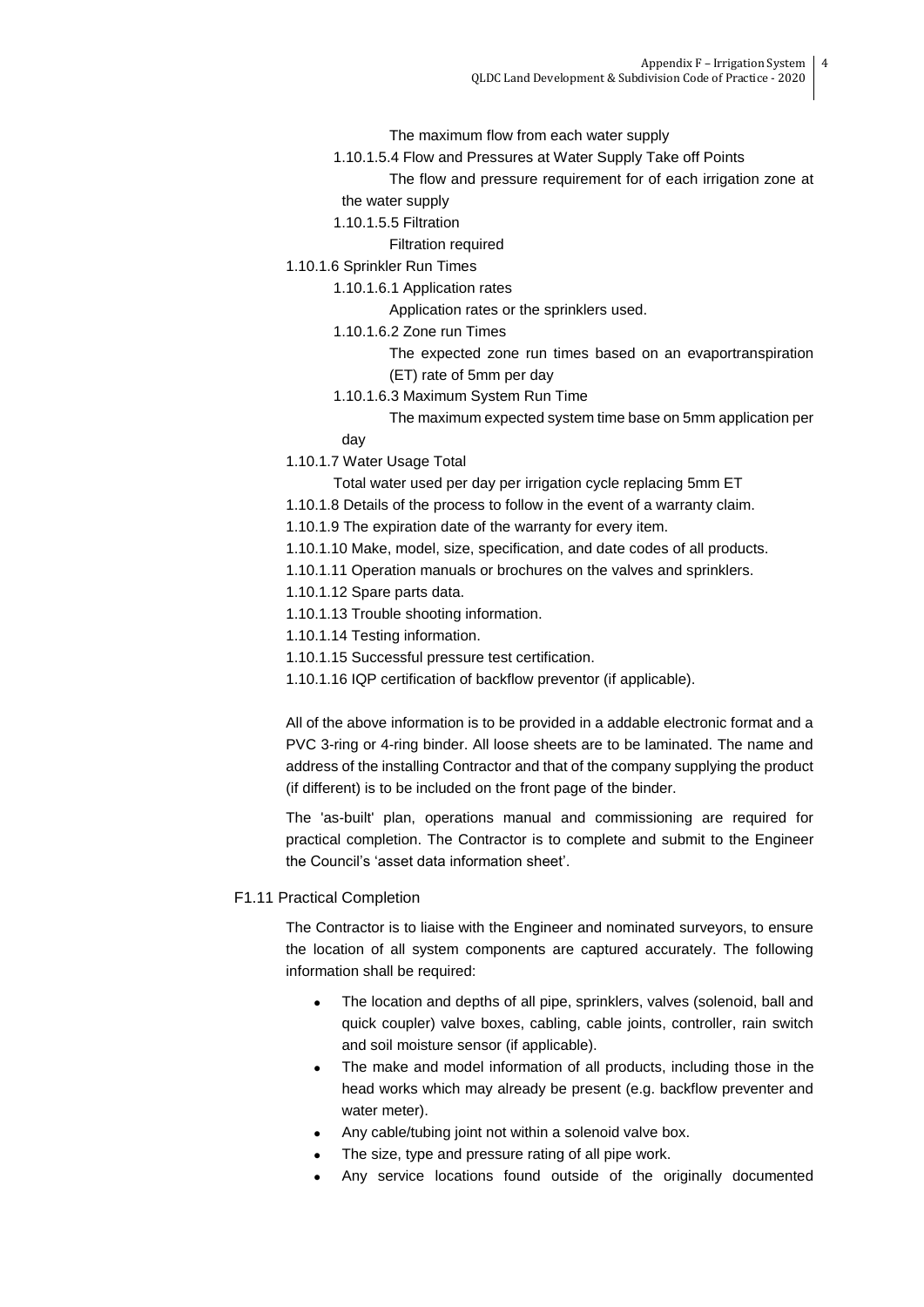The maximum flow from each water supply

1.10.1.5.4 Flow and Pressures at Water Supply Take off Points

The flow and pressure requirement for of each irrigation zone at the water supply

1.10.1.5.5 Filtration

Filtration required

1.10.1.6 Sprinkler Run Times

1.10.1.6.1 Application rates

Application rates or the sprinklers used.

1.10.1.6.2 Zone run Times

The expected zone run times based on an evaportranspiration (ET) rate of 5mm per day

1.10.1.6.3 Maximum System Run Time

The maximum expected system time base on 5mm application per day

1.10.1.7 Water Usage Total

Total water used per day per irrigation cycle replacing 5mm ET

1.10.1.8 Details of the process to follow in the event of a warranty claim.

1.10.1.9 The expiration date of the warranty for every item.

1.10.1.10 Make, model, size, specification, and date codes of all products.

1.10.1.11 Operation manuals or brochures on the valves and sprinklers.

1.10.1.12 Spare parts data.

1.10.1.13 Trouble shooting information.

1.10.1.14 Testing information.

1.10.1.15 Successful pressure test certification.

1.10.1.16 IQP certification of backflow preventor (if applicable).

All of the above information is to be provided in a addable electronic format and a PVC 3-ring or 4-ring binder. All loose sheets are to be laminated. The name and address of the installing Contractor and that of the company supplying the product (if different) is to be included on the front page of the binder.

The 'as-built' plan, operations manual and commissioning are required for practical completion. The Contractor is to complete and submit to the Engineer the Council's 'asset data information sheet'.

## F1.11 Practical Completion

The Contractor is to liaise with the Engineer and nominated surveyors, to ensure the location of all system components are captured accurately. The following information shall be required:

- The location and depths of all pipe, sprinklers, valves (solenoid, ball and quick coupler) valve boxes, cabling, cable joints, controller, rain switch and soil moisture sensor (if applicable).
- The make and model information of all products, including those in the head works which may already be present (e.g. backflow preventer and water meter).
- Any cable/tubing joint not within a solenoid valve box.
- The size, type and pressure rating of all pipe work.
- Any service locations found outside of the originally documented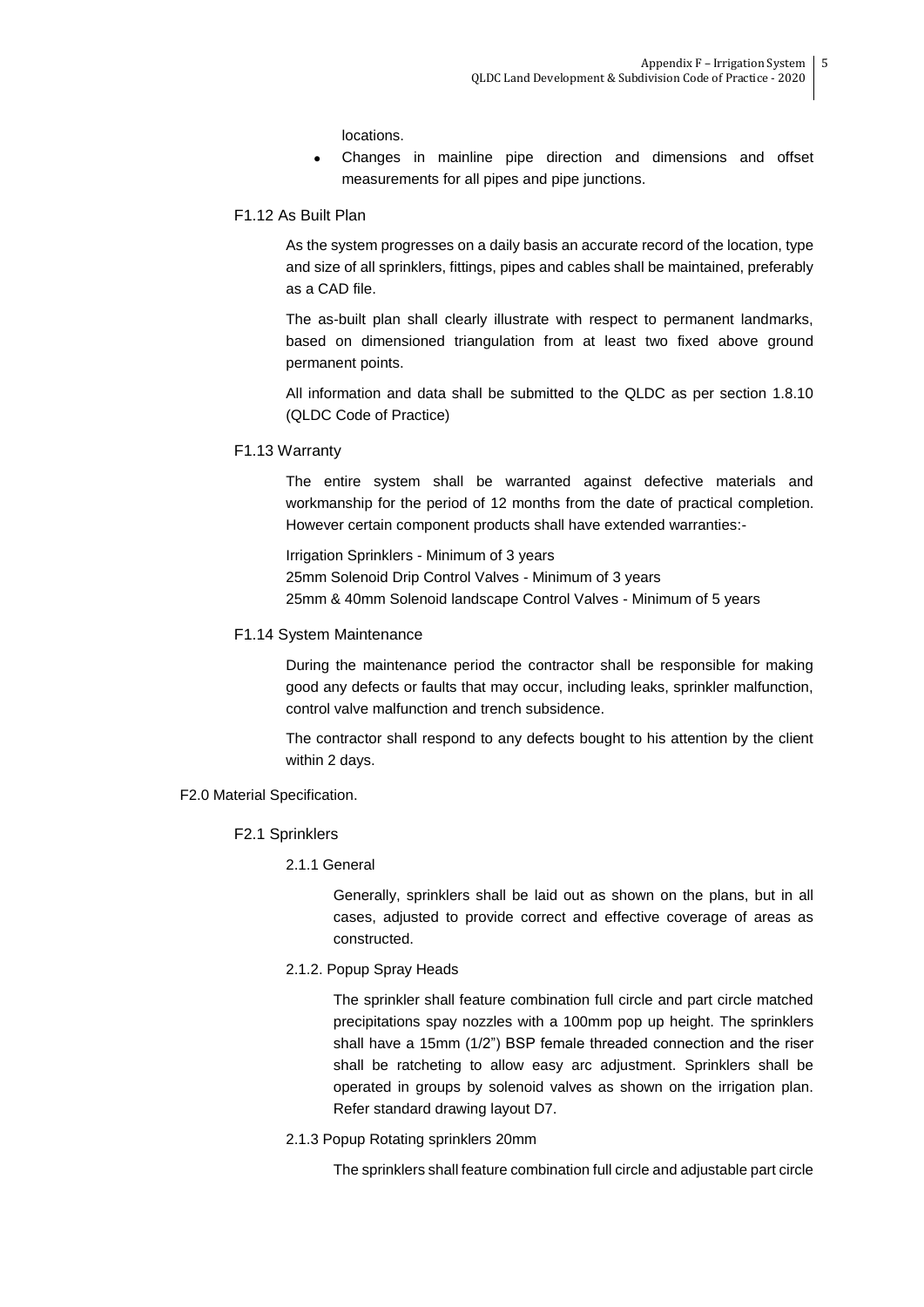locations.

- Changes in mainline pipe direction and dimensions and offset measurements for all pipes and pipe junctions.

### F1.12 As Built Plan

As the system progresses on a daily basis an accurate record of the location, type and size of all sprinklers, fittings, pipes and cables shall be maintained, preferably as a CAD file.

The as-built plan shall clearly illustrate with respect to permanent landmarks, based on dimensioned triangulation from at least two fixed above ground permanent points.

All information and data shall be submitted to the QLDC as per section 1.8.10 (QLDC Code of Practice)

### F1.13 Warranty

The entire system shall be warranted against defective materials and workmanship for the period of 12 months from the date of practical completion. However certain component products shall have extended warranties:-

Irrigation Sprinklers - Minimum of 3 years
25mm Solenoid Drip Control Valves - Minimum of 3 years
25mm & 40mm Solenoid landscape Control Valves - Minimum of 5 years

### F1.14 System Maintenance

During the maintenance period the contractor shall be responsible for making good any defects or faults that may occur, including leaks, sprinkler malfunction, control valve malfunction and trench subsidence.

The contractor shall respond to any defects bought to his attention by the client within 2 days.

## F2.0 Material Specification.

### F2.1 Sprinklers

#### 2.1.1 General

Generally, sprinklers shall be laid out as shown on the plans, but in all cases, adjusted to provide correct and effective coverage of areas as constructed.

#### 2.1.2. Popup Spray Heads

The sprinkler shall feature combination full circle and part circle matched precipitations spay nozzles with a 100mm pop up height. The sprinklers shall have a 15mm (1/2") BSP female threaded connection and the riser shall be ratcheting to allow easy arc adjustment. Sprinklers shall be operated in groups by solenoid valves as shown on the irrigation plan. Refer standard drawing layout D7.

#### 2.1.3 Popup Rotating sprinklers 20mm

The sprinklers shall feature combination full circle and adjustable part circle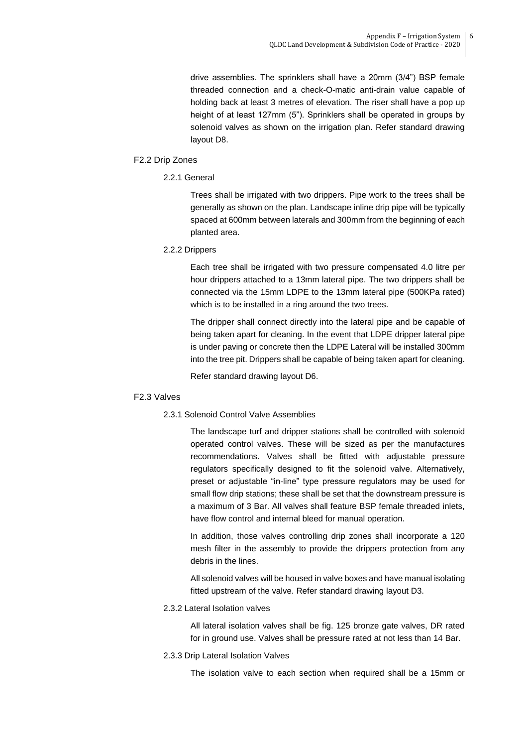drive assemblies. The sprinklers shall have a 20mm (3/4") BSP female threaded connection and a check-O-matic anti-drain value capable of holding back at least 3 metres of elevation. The riser shall have a pop up height of at least 127mm (5"). Sprinklers shall be operated in groups by solenoid valves as shown on the irrigation plan. Refer standard drawing layout D8.

## F2.2 Drip Zones

### 2.2.1 General

Trees shall be irrigated with two drippers. Pipe work to the trees shall be generally as shown on the plan. Landscape inline drip pipe will be typically spaced at 600mm between laterals and 300mm from the beginning of each planted area.

### 2.2.2 Drippers

Each tree shall be irrigated with two pressure compensated 4.0 litre per hour drippers attached to a 13mm lateral pipe. The two drippers shall be connected via the 15mm LDPE to the 13mm lateral pipe (500KPa rated) which is to be installed in a ring around the two trees.

The dripper shall connect directly into the lateral pipe and be capable of being taken apart for cleaning. In the event that LDPE dripper lateral pipe is under paving or concrete then the LDPE Lateral will be installed 300mm into the tree pit. Drippers shall be capable of being taken apart for cleaning.

Refer standard drawing layout D6.

## F2.3 Valves

### 2.3.1 Solenoid Control Valve Assemblies

The landscape turf and dripper stations shall be controlled with solenoid operated control valves. These will be sized as per the manufactures recommendations. Valves shall be fitted with adjustable pressure regulators specifically designed to fit the solenoid valve. Alternatively, preset or adjustable "in-line" type pressure regulators may be used for small flow drip stations; these shall be set that the downstream pressure is a maximum of 3 Bar. All valves shall feature BSP female threaded inlets, have flow control and internal bleed for manual operation.

In addition, those valves controlling drip zones shall incorporate a 120 mesh filter in the assembly to provide the drippers protection from any debris in the lines.

All solenoid valves will be housed in valve boxes and have manual isolating fitted upstream of the valve. Refer standard drawing layout D3.

### 2.3.2 Lateral Isolation valves

All lateral isolation valves shall be fig. 125 bronze gate valves, DR rated for in ground use. Valves shall be pressure rated at not less than 14 Bar.

### 2.3.3 Drip Lateral Isolation Valves

The isolation valve to each section when required shall be a 15mm or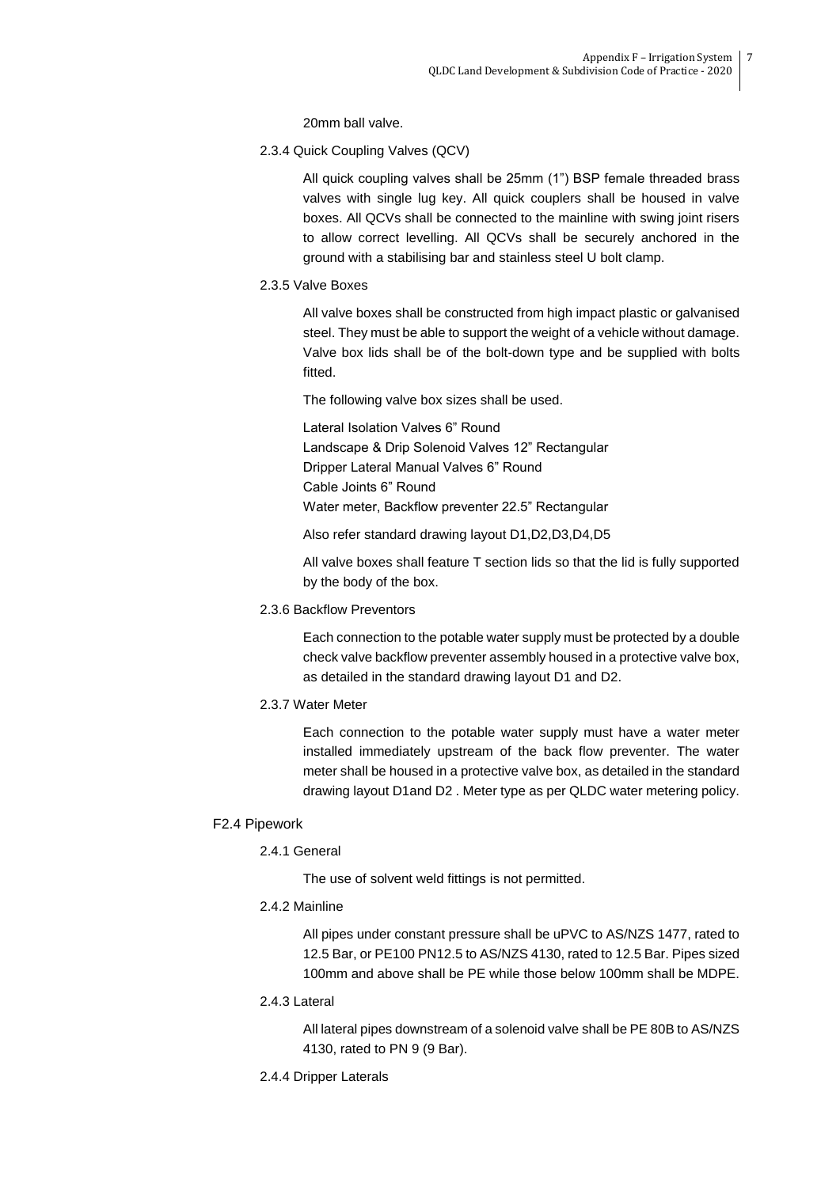20mm ball valve.

#### 2.3.4 Quick Coupling Valves (QCV)

All quick coupling valves shall be 25mm (1") BSP female threaded brass valves with single lug key. All quick couplers shall be housed in valve boxes. All QCVs shall be connected to the mainline with swing joint risers to allow correct levelling. All QCVs shall be securely anchored in the ground with a stabilising bar and stainless steel U bolt clamp.

#### 2.3.5 Valve Boxes

All valve boxes shall be constructed from high impact plastic or galvanised steel. They must be able to support the weight of a vehicle without damage. Valve box lids shall be of the bolt-down type and be supplied with bolts fitted.

The following valve box sizes shall be used.

Lateral Isolation Valves 6" Round
Landscape & Drip Solenoid Valves 12" Rectangular
Dripper Lateral Manual Valves 6" Round
Cable Joints 6" Round
Water meter, Backflow preventer 22.5" Rectangular

Also refer standard drawing layout D1,D2,D3,D4,D5

All valve boxes shall feature T section lids so that the lid is fully supported by the body of the box.

#### 2.3.6 Backflow Preventors

Each connection to the potable water supply must be protected by a double check valve backflow preventer assembly housed in a protective valve box, as detailed in the standard drawing layout D1 and D2.

#### 2.3.7 Water Meter

Each connection to the potable water supply must have a water meter installed immediately upstream of the back flow preventer. The water meter shall be housed in a protective valve box, as detailed in the standard drawing layout D1and D2 . Meter type as per QLDC water metering policy.

### F2.4 Pipework

#### 2.4.1 General

The use of solvent weld fittings is not permitted.

#### 2.4.2 Mainline

All pipes under constant pressure shall be uPVC to AS/NZS 1477, rated to 12.5 Bar, or PE100 PN12.5 to AS/NZS 4130, rated to 12.5 Bar. Pipes sized 100mm and above shall be PE while those below 100mm shall be MDPE.

#### 2.4.3 Lateral

All lateral pipes downstream of a solenoid valve shall be PE 80B to AS/NZS 4130, rated to PN 9 (9 Bar).

#### 2.4.4 Dripper Laterals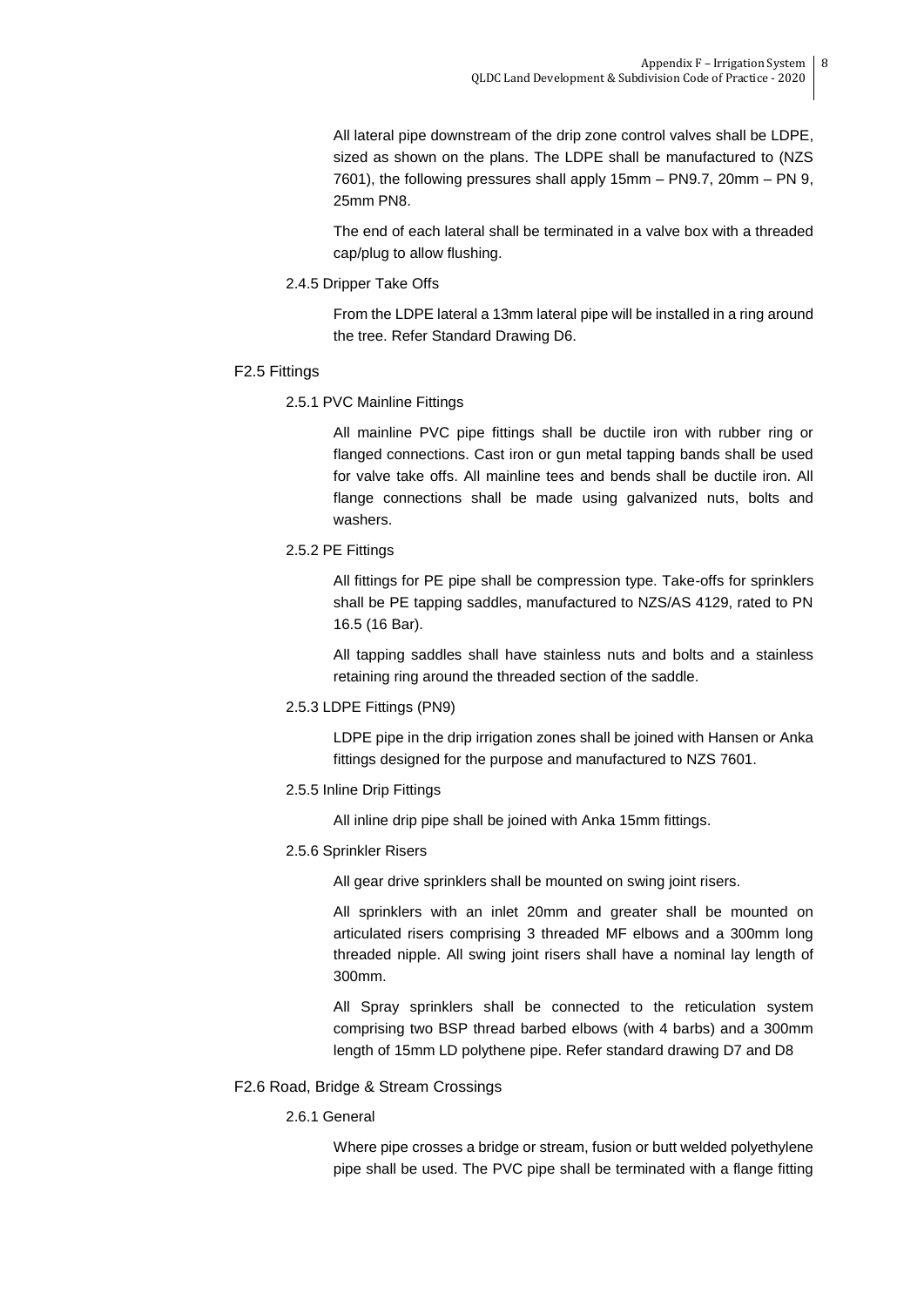All lateral pipe downstream of the drip zone control valves shall be LDPE, sized as shown on the plans. The LDPE shall be manufactured to (NZS 7601), the following pressures shall apply 15mm – PN9.7, 20mm – PN 9, 25mm PN8.

The end of each lateral shall be terminated in a valve box with a threaded cap/plug to allow flushing.

#### 2.4.5 Dripper Take Offs

From the LDPE lateral a 13mm lateral pipe will be installed in a ring around the tree. Refer Standard Drawing D6.

### F2.5 Fittings

#### 2.5.1 PVC Mainline Fittings

All mainline PVC pipe fittings shall be ductile iron with rubber ring or flanged connections. Cast iron or gun metal tapping bands shall be used for valve take offs. All mainline tees and bends shall be ductile iron. All flange connections shall be made using galvanized nuts, bolts and washers.

#### 2.5.2 PE Fittings

All fittings for PE pipe shall be compression type. Take-offs for sprinklers shall be PE tapping saddles, manufactured to NZS/AS 4129, rated to PN 16.5 (16 Bar).

All tapping saddles shall have stainless nuts and bolts and a stainless retaining ring around the threaded section of the saddle.

#### 2.5.3 LDPE Fittings (PN9)

LDPE pipe in the drip irrigation zones shall be joined with Hansen or Anka fittings designed for the purpose and manufactured to NZS 7601.

#### 2.5.5 Inline Drip Fittings

All inline drip pipe shall be joined with Anka 15mm fittings.

#### 2.5.6 Sprinkler Risers

All gear drive sprinklers shall be mounted on swing joint risers.

All sprinklers with an inlet 20mm and greater shall be mounted on articulated risers comprising 3 threaded MF elbows and a 300mm long threaded nipple. All swing joint risers shall have a nominal lay length of 300mm.

All Spray sprinklers shall be connected to the reticulation system comprising two BSP thread barbed elbows (with 4 barbs) and a 300mm length of 15mm LD polythene pipe. Refer standard drawing D7 and D8

### F2.6 Road, Bridge & Stream Crossings

#### 2.6.1 General

Where pipe crosses a bridge or stream, fusion or butt welded polyethylene pipe shall be used. The PVC pipe shall be terminated with a flange fitting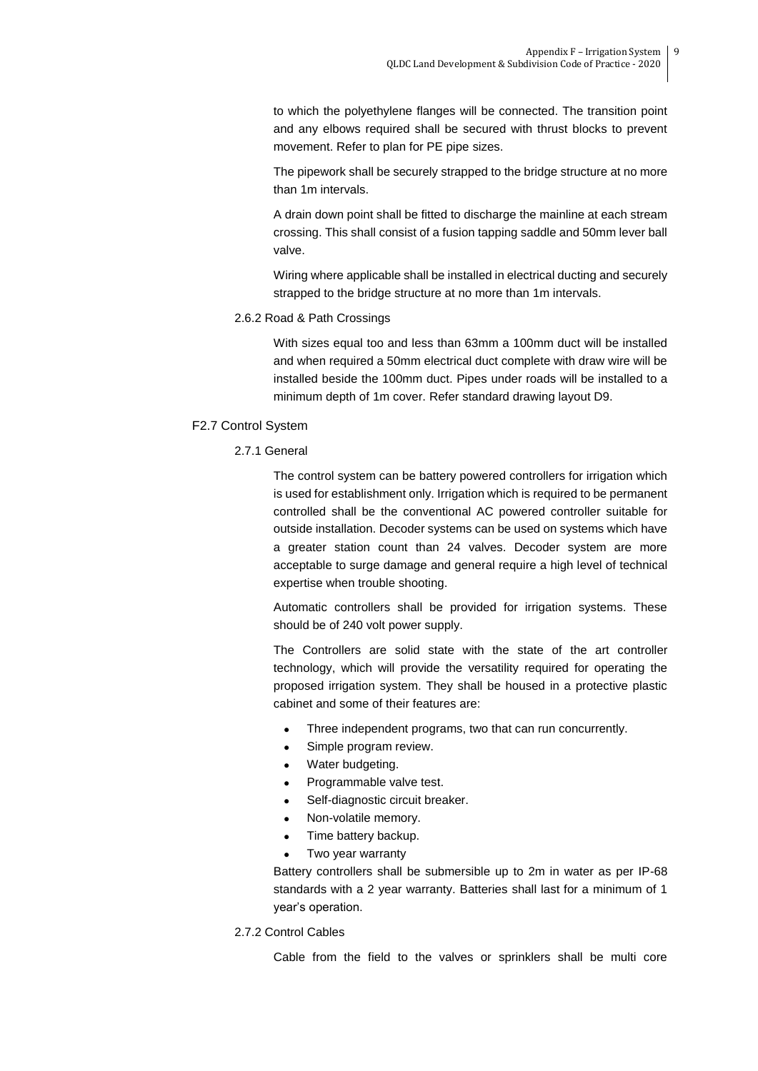to which the polyethylene flanges will be connected. The transition point and any elbows required shall be secured with thrust blocks to prevent movement. Refer to plan for PE pipe sizes.

The pipework shall be securely strapped to the bridge structure at no more than 1m intervals.

A drain down point shall be fitted to discharge the mainline at each stream crossing. This shall consist of a fusion tapping saddle and 50mm lever ball valve.

Wiring where applicable shall be installed in electrical ducting and securely strapped to the bridge structure at no more than 1m intervals.

#### 2.6.2 Road & Path Crossings

With sizes equal too and less than 63mm a 100mm duct will be installed and when required a 50mm electrical duct complete with draw wire will be installed beside the 100mm duct. Pipes under roads will be installed to a minimum depth of 1m cover. Refer standard drawing layout D9.

### F2.7 Control System

#### 2.7.1 General

The control system can be battery powered controllers for irrigation which is used for establishment only. Irrigation which is required to be permanent controlled shall be the conventional AC powered controller suitable for outside installation. Decoder systems can be used on systems which have a greater station count than 24 valves. Decoder system are more acceptable to surge damage and general require a high level of technical expertise when trouble shooting.

Automatic controllers shall be provided for irrigation systems. These should be of 240 volt power supply.

The Controllers are solid state with the state of the art controller technology, which will provide the versatility required for operating the proposed irrigation system. They shall be housed in a protective plastic cabinet and some of their features are:

- Three independent programs, two that can run concurrently.
- Simple program review.
- Water budgeting.
- Programmable valve test.
- Self-diagnostic circuit breaker.
- Non-volatile memory.
- Time battery backup.
- Two year warranty

Battery controllers shall be submersible up to 2m in water as per IP-68 standards with a 2 year warranty. Batteries shall last for a minimum of 1 year's operation.

#### 2.7.2 Control Cables

Cable from the field to the valves or sprinklers shall be multi core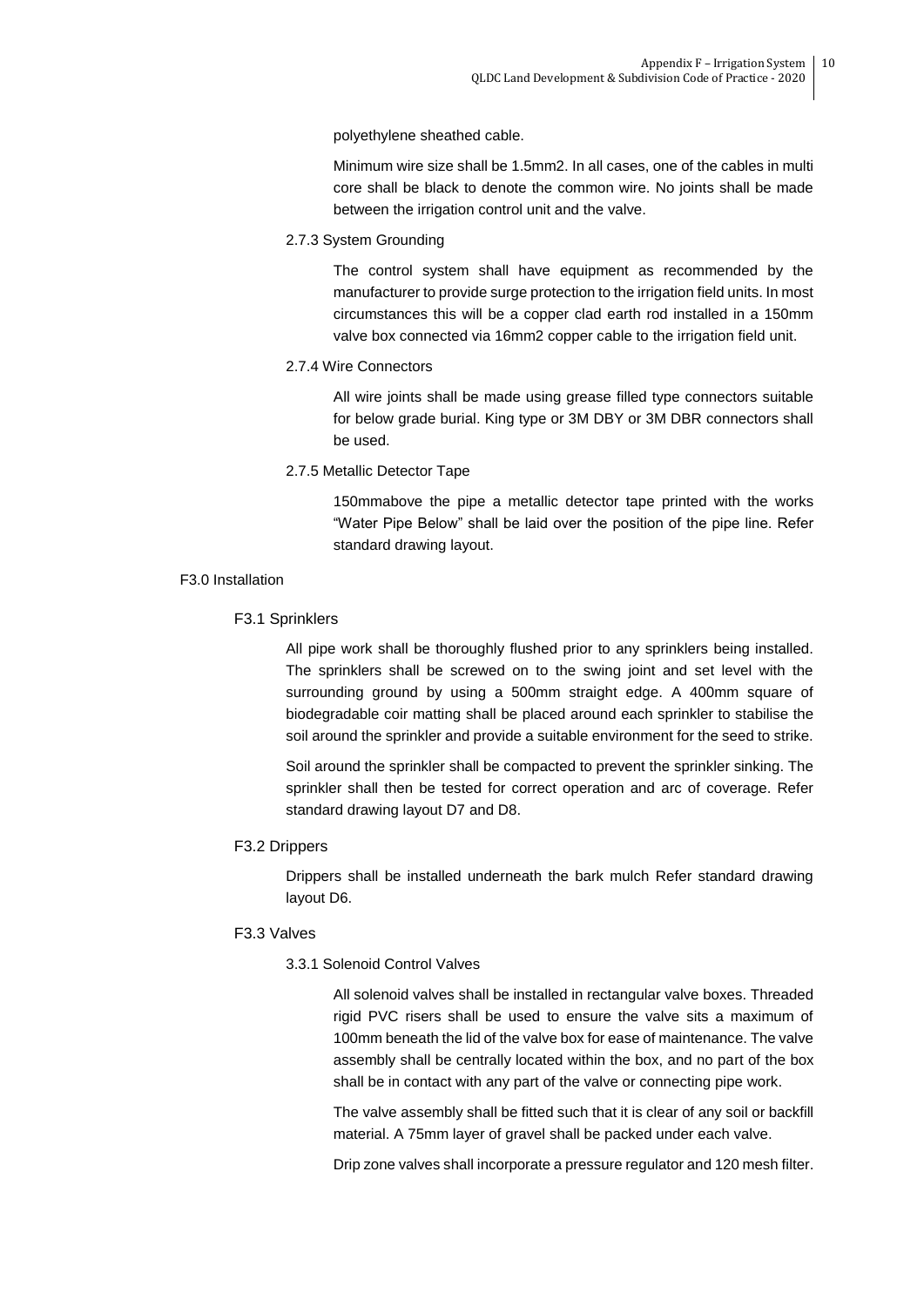polyethylene sheathed cable.

Minimum wire size shall be 1.5mm2. In all cases, one of the cables in multi core shall be black to denote the common wire. No joints shall be made between the irrigation control unit and the valve.

#### 2.7.3 System Grounding

The control system shall have equipment as recommended by the manufacturer to provide surge protection to the irrigation field units. In most circumstances this will be a copper clad earth rod installed in a 150mm valve box connected via 16mm2 copper cable to the irrigation field unit.

#### 2.7.4 Wire Connectors

All wire joints shall be made using grease filled type connectors suitable for below grade burial. King type or 3M DBY or 3M DBR connectors shall be used.

#### 2.7.5 Metallic Detector Tape

150mmabove the pipe a metallic detector tape printed with the works "Water Pipe Below" shall be laid over the position of the pipe line. Refer standard drawing layout.

## F3.0 Installation

### F3.1 Sprinklers

All pipe work shall be thoroughly flushed prior to any sprinklers being installed. The sprinklers shall be screwed on to the swing joint and set level with the surrounding ground by using a 500mm straight edge. A 400mm square of biodegradable coir matting shall be placed around each sprinkler to stabilise the soil around the sprinkler and provide a suitable environment for the seed to strike.

Soil around the sprinkler shall be compacted to prevent the sprinkler sinking. The sprinkler shall then be tested for correct operation and arc of coverage. Refer standard drawing layout D7 and D8.

### F3.2 Drippers

Drippers shall be installed underneath the bark mulch Refer standard drawing layout D6.

### F3.3 Valves

#### 3.3.1 Solenoid Control Valves

All solenoid valves shall be installed in rectangular valve boxes. Threaded rigid PVC risers shall be used to ensure the valve sits a maximum of 100mm beneath the lid of the valve box for ease of maintenance. The valve assembly shall be centrally located within the box, and no part of the box shall be in contact with any part of the valve or connecting pipe work.

The valve assembly shall be fitted such that it is clear of any soil or backfill material. A 75mm layer of gravel shall be packed under each valve.

Drip zone valves shall incorporate a pressure regulator and 120 mesh filter.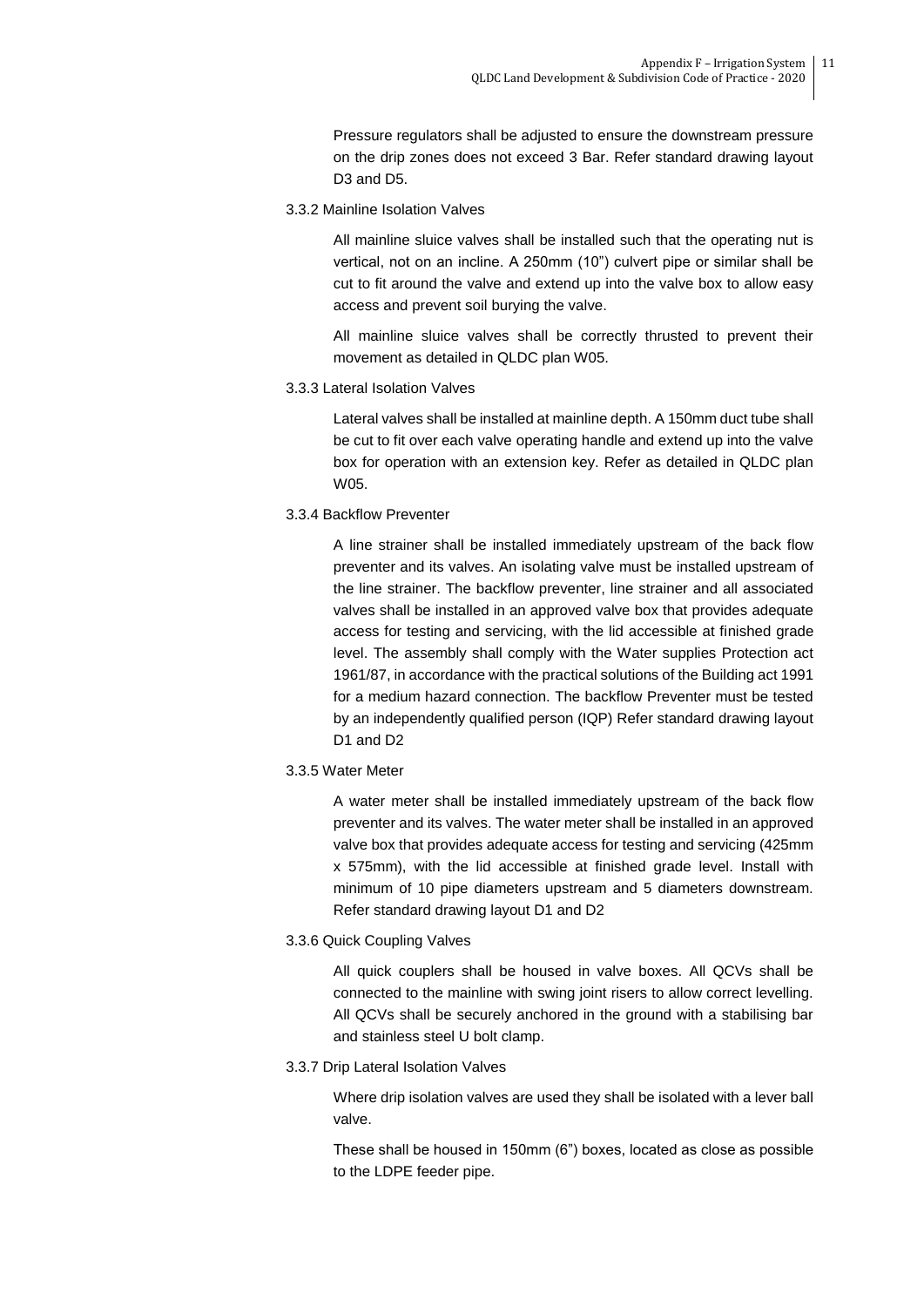Pressure regulators shall be adjusted to ensure the downstream pressure on the drip zones does not exceed 3 Bar. Refer standard drawing layout D3 and D5.

### 3.3.2 Mainline Isolation Valves

All mainline sluice valves shall be installed such that the operating nut is vertical, not on an incline. A 250mm (10") culvert pipe or similar shall be cut to fit around the valve and extend up into the valve box to allow easy access and prevent soil burying the valve.

All mainline sluice valves shall be correctly thrusted to prevent their movement as detailed in QLDC plan W05.

### 3.3.3 Lateral Isolation Valves

Lateral valves shall be installed at mainline depth. A 150mm duct tube shall be cut to fit over each valve operating handle and extend up into the valve box for operation with an extension key. Refer as detailed in QLDC plan W05.

### 3.3.4 Backflow Preventer

A line strainer shall be installed immediately upstream of the back flow preventer and its valves. An isolating valve must be installed upstream of the line strainer. The backflow preventer, line strainer and all associated valves shall be installed in an approved valve box that provides adequate access for testing and servicing, with the lid accessible at finished grade level. The assembly shall comply with the Water supplies Protection act 1961/87, in accordance with the practical solutions of the Building act 1991 for a medium hazard connection. The backflow Preventer must be tested by an independently qualified person (IQP) Refer standard drawing layout D1 and D2

### 3.3.5 Water Meter

A water meter shall be installed immediately upstream of the back flow preventer and its valves. The water meter shall be installed in an approved valve box that provides adequate access for testing and servicing (425mm x 575mm), with the lid accessible at finished grade level. Install with minimum of 10 pipe diameters upstream and 5 diameters downstream. Refer standard drawing layout D1 and D2

### 3.3.6 Quick Coupling Valves

All quick couplers shall be housed in valve boxes. All QCVs shall be connected to the mainline with swing joint risers to allow correct levelling. All QCVs shall be securely anchored in the ground with a stabilising bar and stainless steel U bolt clamp.

### 3.3.7 Drip Lateral Isolation Valves

Where drip isolation valves are used they shall be isolated with a lever ball valve.

These shall be housed in 150mm (6") boxes, located as close as possible to the LDPE feeder pipe.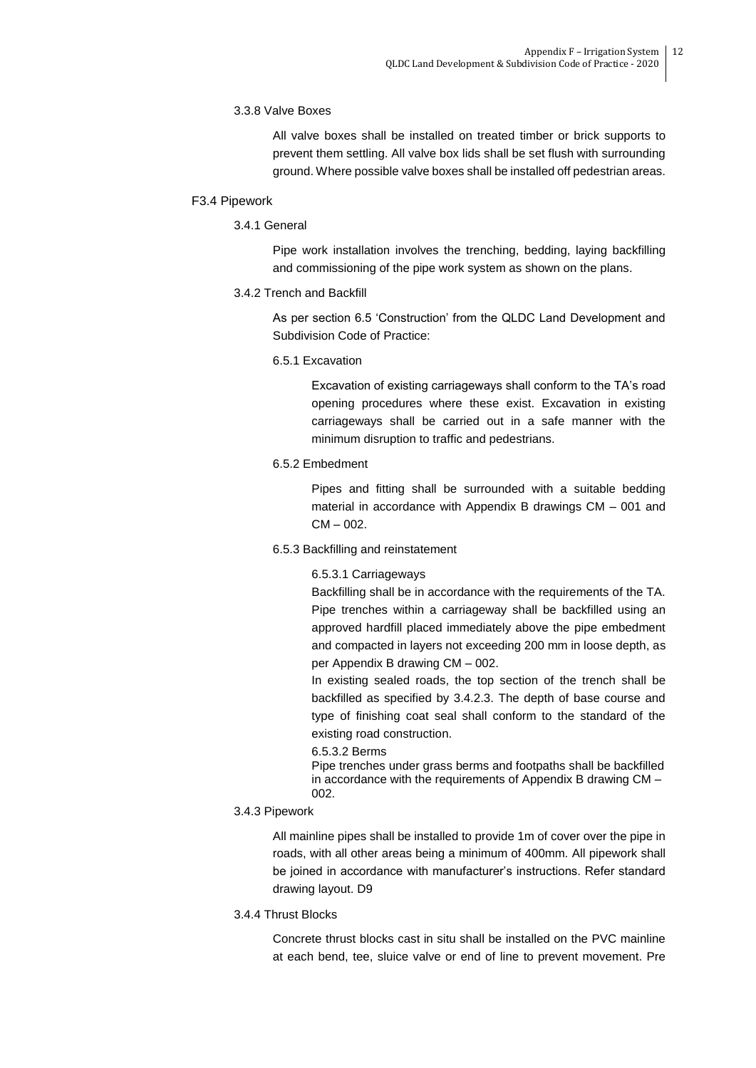#### 3.3.8 Valve Boxes

All valve boxes shall be installed on treated timber or brick supports to prevent them settling. All valve box lids shall be set flush with surrounding ground. Where possible valve boxes shall be installed off pedestrian areas.

### F3.4 Pipework

#### 3.4.1 General

Pipe work installation involves the trenching, bedding, laying backfilling and commissioning of the pipe work system as shown on the plans.

#### 3.4.2 Trench and Backfill

As per section 6.5 'Construction' from the QLDC Land Development and Subdivision Code of Practice:

##### 6.5.1 Excavation

Excavation of existing carriageways shall conform to the TA's road opening procedures where these exist. Excavation in existing carriageways shall be carried out in a safe manner with the minimum disruption to traffic and pedestrians.

##### 6.5.2 Embedment

Pipes and fitting shall be surrounded with a suitable bedding material in accordance with Appendix B drawings CM – 001 and CM – 002.

##### 6.5.3 Backfilling and reinstatement

6.5.3.1 Carriageways

Backfilling shall be in accordance with the requirements of the TA. Pipe trenches within a carriageway shall be backfilled using an approved hardfill placed immediately above the pipe embedment and compacted in layers not exceeding 200 mm in loose depth, as per Appendix B drawing CM – 002.

In existing sealed roads, the top section of the trench shall be backfilled as specified by 3.4.2.3. The depth of base course and type of finishing coat seal shall conform to the standard of the existing road construction.

6.5.3.2 Berms

Pipe trenches under grass berms and footpaths shall be backfilled in accordance with the requirements of Appendix B drawing CM – 002.

#### 3.4.3 Pipework

All mainline pipes shall be installed to provide 1m of cover over the pipe in roads, with all other areas being a minimum of 400mm. All pipework shall be joined in accordance with manufacturer's instructions. Refer standard drawing layout. D9

#### 3.4.4 Thrust Blocks

Concrete thrust blocks cast in situ shall be installed on the PVC mainline at each bend, tee, sluice valve or end of line to prevent movement. Pre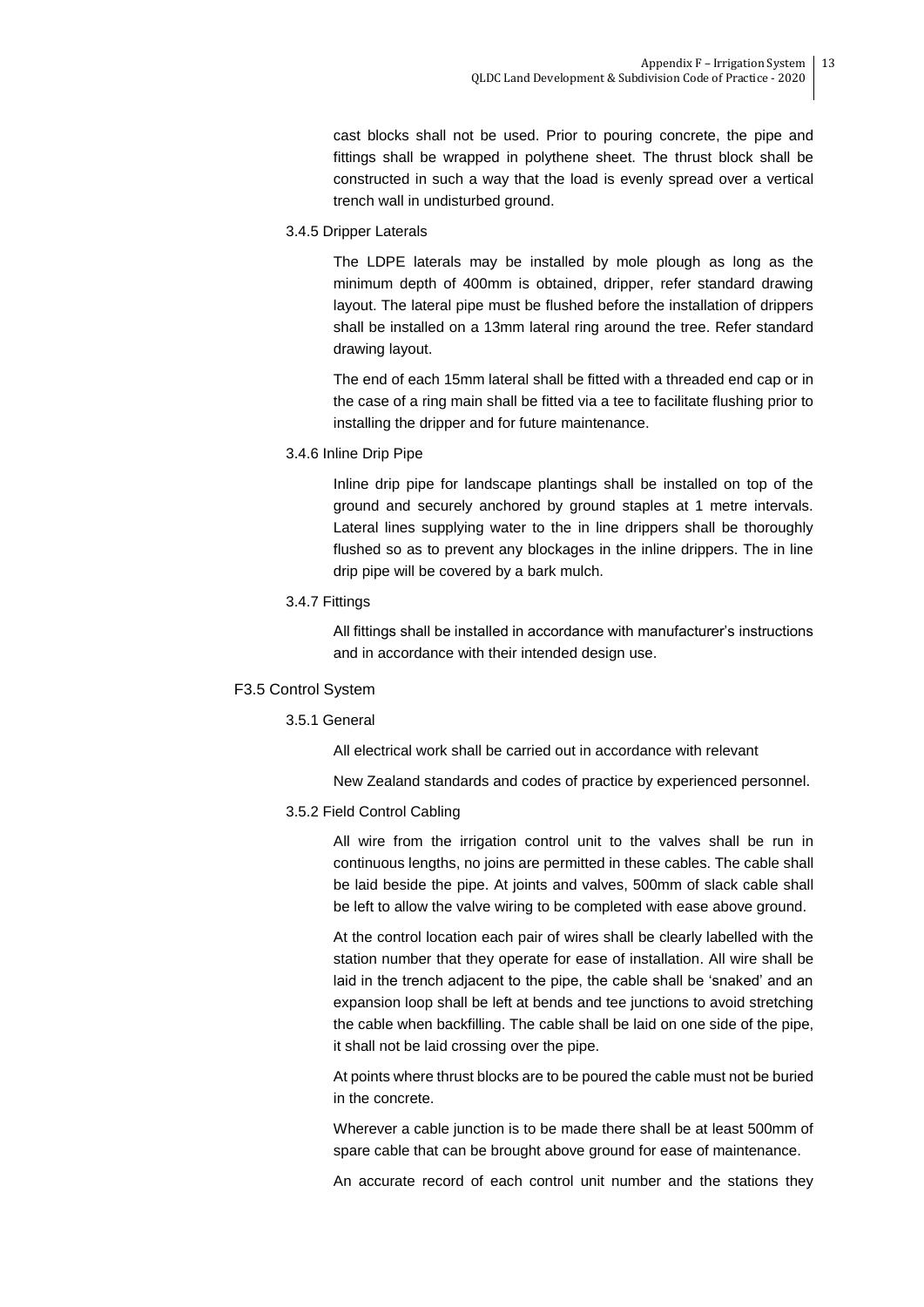cast blocks shall not be used. Prior to pouring concrete, the pipe and fittings shall be wrapped in polythene sheet. The thrust block shall be constructed in such a way that the load is evenly spread over a vertical trench wall in undisturbed ground.

#### 3.4.5 Dripper Laterals

The LDPE laterals may be installed by mole plough as long as the minimum depth of 400mm is obtained, dripper, refer standard drawing layout. The lateral pipe must be flushed before the installation of drippers shall be installed on a 13mm lateral ring around the tree. Refer standard drawing layout.

The end of each 15mm lateral shall be fitted with a threaded end cap or in the case of a ring main shall be fitted via a tee to facilitate flushing prior to installing the dripper and for future maintenance.

#### 3.4.6 Inline Drip Pipe

Inline drip pipe for landscape plantings shall be installed on top of the ground and securely anchored by ground staples at 1 metre intervals. Lateral lines supplying water to the in line drippers shall be thoroughly flushed so as to prevent any blockages in the inline drippers. The in line drip pipe will be covered by a bark mulch.

#### 3.4.7 Fittings

All fittings shall be installed in accordance with manufacturer's instructions and in accordance with their intended design use.

### F3.5 Control System

#### 3.5.1 General

All electrical work shall be carried out in accordance with relevant

New Zealand standards and codes of practice by experienced personnel.

#### 3.5.2 Field Control Cabling

All wire from the irrigation control unit to the valves shall be run in continuous lengths, no joins are permitted in these cables. The cable shall be laid beside the pipe. At joints and valves, 500mm of slack cable shall be left to allow the valve wiring to be completed with ease above ground.

At the control location each pair of wires shall be clearly labelled with the station number that they operate for ease of installation. All wire shall be laid in the trench adjacent to the pipe, the cable shall be 'snaked' and an expansion loop shall be left at bends and tee junctions to avoid stretching the cable when backfilling. The cable shall be laid on one side of the pipe, it shall not be laid crossing over the pipe.

At points where thrust blocks are to be poured the cable must not be buried in the concrete.

Wherever a cable junction is to be made there shall be at least 500mm of spare cable that can be brought above ground for ease of maintenance.

An accurate record of each control unit number and the stations they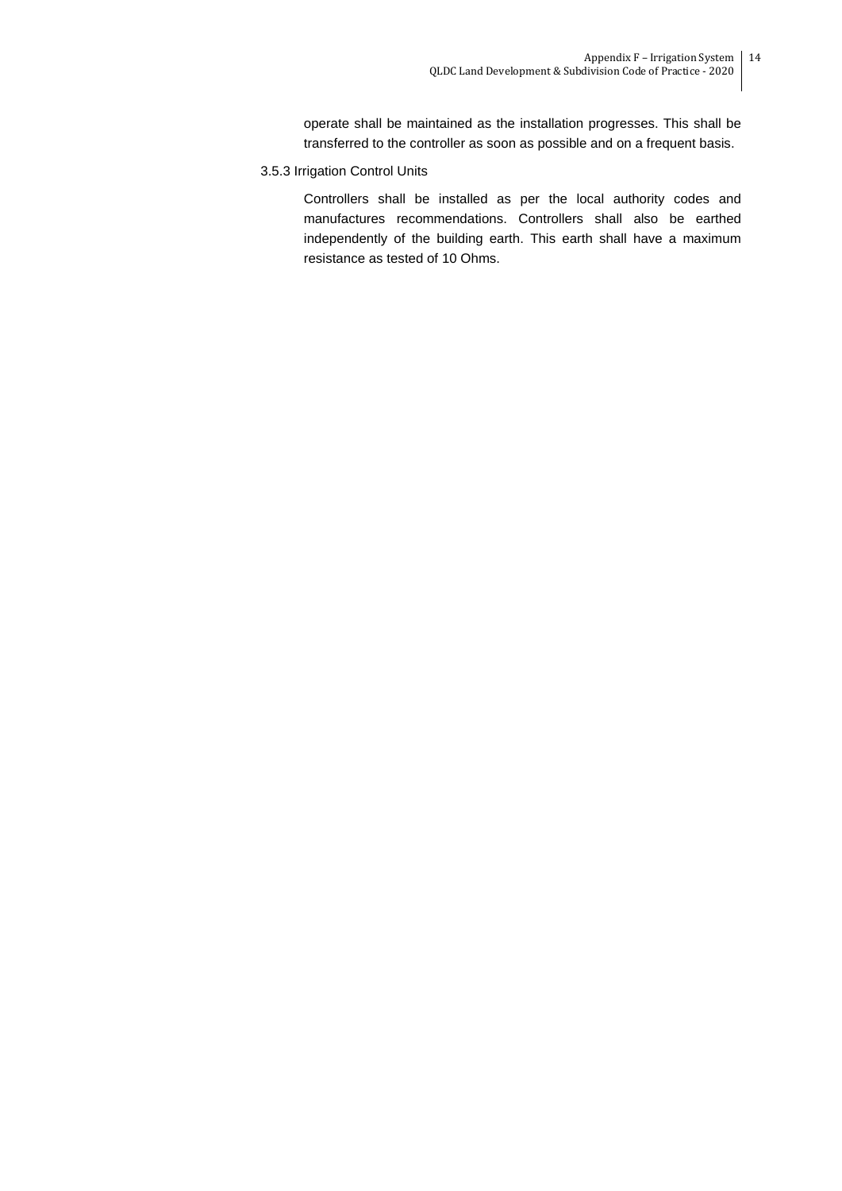operate shall be maintained as the installation progresses. This shall be transferred to the controller as soon as possible and on a frequent basis.

### 3.5.3 Irrigation Control Units

Controllers shall be installed as per the local authority codes and manufactures recommendations. Controllers shall also be earthed independently of the building earth. This earth shall have a maximum resistance as tested of 10 Ohms.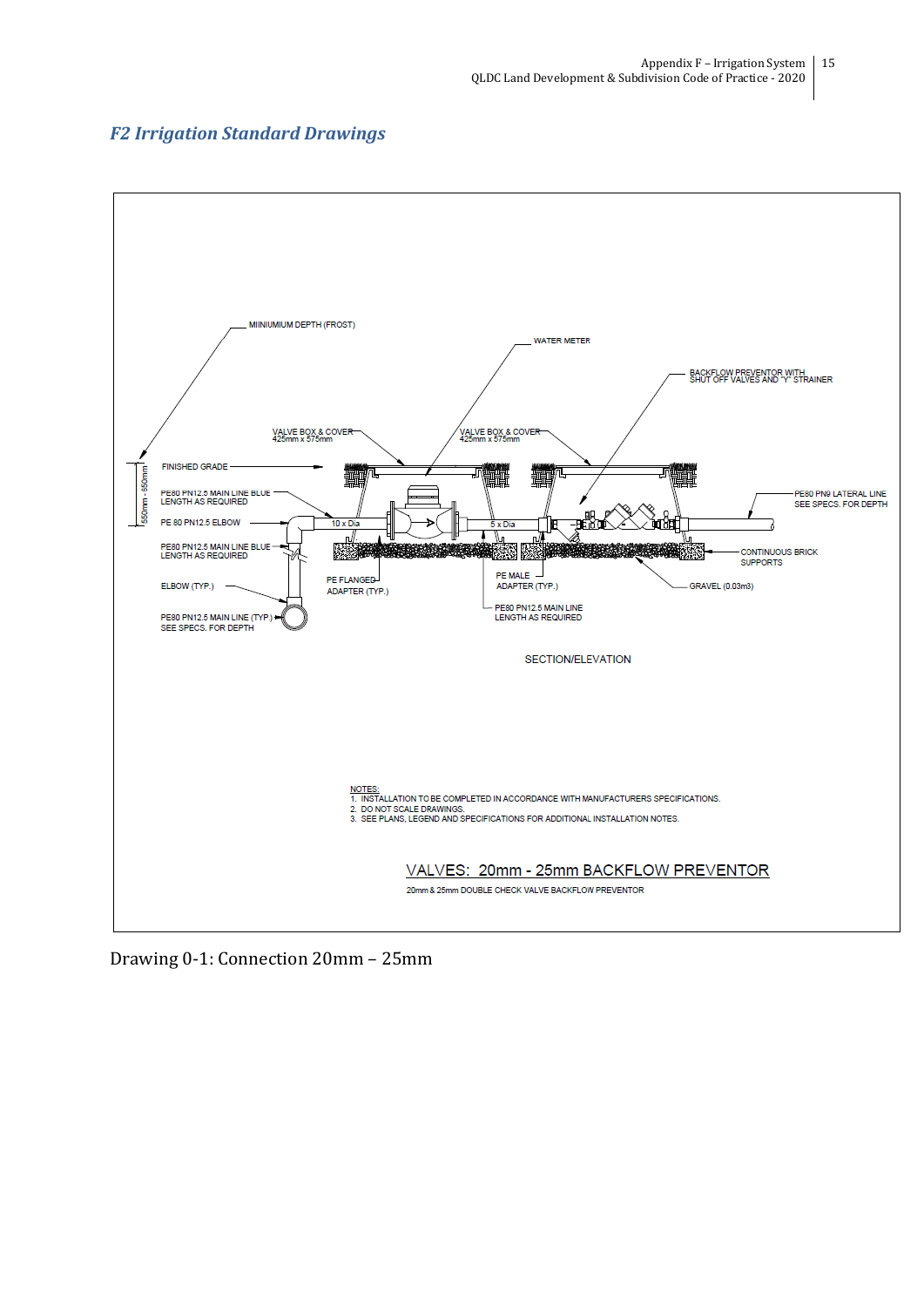## F2 Irrigation Standard Drawings

MIINIUMIUM DEPTH (FROST)

WATER METER

BACKFLOW PREVENTOR WITH SHUT OFF VALVES AND "Y" STRAINER

VALVE BOX & COVER 425mm x 575mm

VALVE BOX & COVER 425mm x 575mm

550mm - 650mm

FINISHED GRADE

PE80 PN12.5 MAIN LINE BLUE LENGTH AS REQUIRED

PE 80 PN12.5 ELBOW

10 x Dia

5 x Dia

PE80 PN9 LATERAL LINE SEE SPECS. FOR DEPTH

PE80 PN12.5 MAIN LINE BLUE LENGTH AS REQUIRED

CONTINUOUS BRICK SUPPORTS

PE FLANGED ADAPTER (TYP.)

PE MALE ADAPTER (TYP.)

ELBOW (TYP.)

GRAVEL (0.03m3)

PE80 PN12.5 MAIN LINE LENGTH AS REQUIRED

PE80 PN12.5 MAIN LINE (TYP.) SEE SPECS. FOR DEPTH

SECTION/ELEVATION

NOTES:

1. INSTALLATION TO BE COMPLETED IN ACCORDANCE WITH MANUFACTURERS SPECIFICATIONS.
2. DO NOT SCALE DRAWINGS.
3. SEE PLANS, LEGEND AND SPECIFICATIONS FOR ADDITIONAL INSTALLATION NOTES.

VALVES: 20mm - 25mm BACKFLOW PREVENTOR

20mm & 25mm DOUBLE CHECK VALVE BACKFLOW PREVENTOR

Drawing 0-1: Connection 20mm – 25mm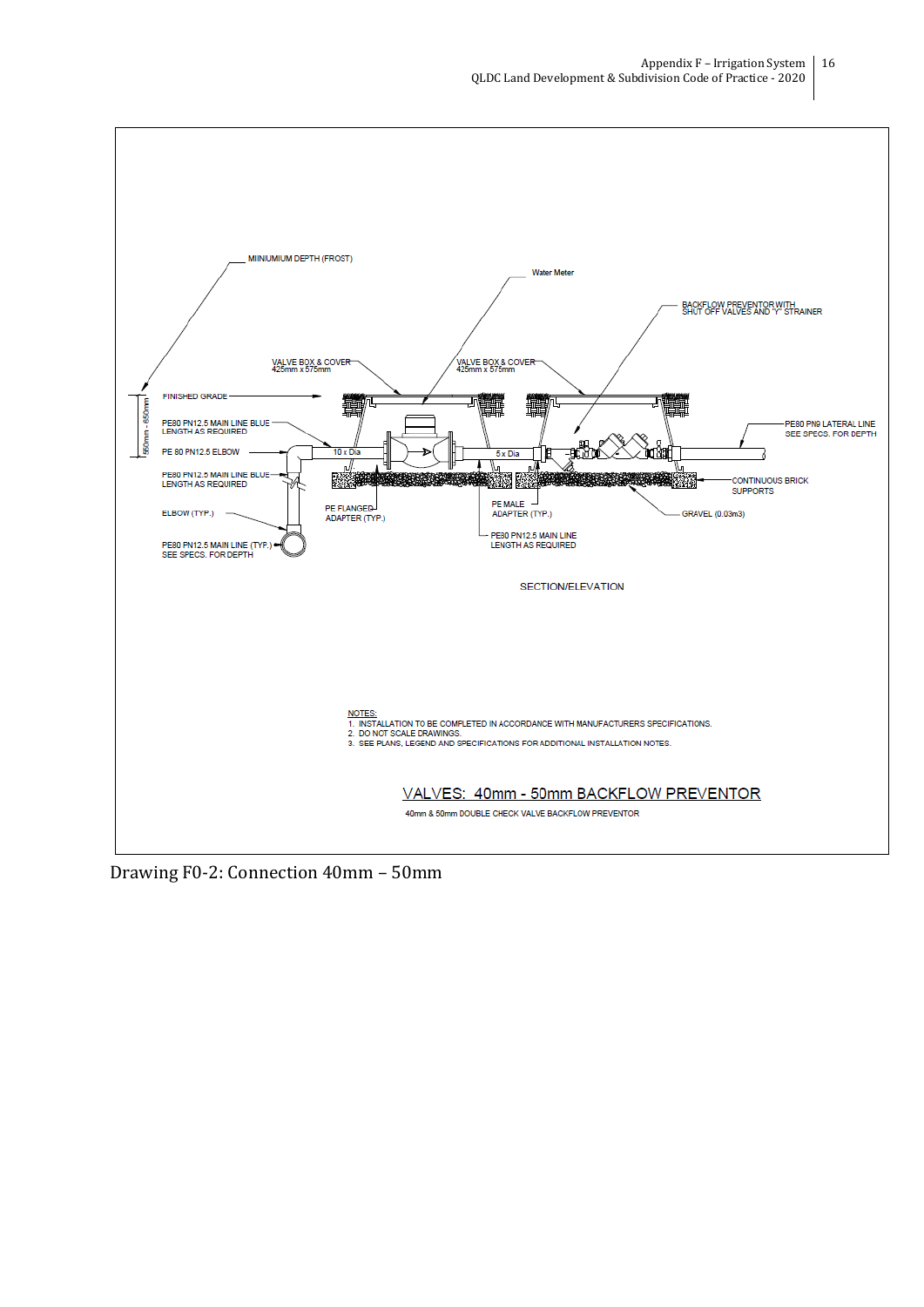MIINUMIUM DEPTH (FROST)

Water Meter

BACKFLOW PREVENTOR WITH SHUT OFF VALVES AND "Y" STRAINER

VALVE BOX & COVER 425mm x 575mm

VALVE BOX & COVER 425mm x 575mm

FINISHED GRADE

550mm - 650mm

PE80 PN12.5 MAIN LINE BLUE LENGTH AS REQUIRED

PE 80 PN12.5 ELBOW

10 x Dia

5 x Dia

PE80 PN9 LATERAL LINE SEE SPECS. FOR DEPTH

PE80 PN12.5 MAIN LINE BLUE LENGTH AS REQUIRED

CONTINUOUS BRICK SUPPORTS

ELBOW (TYP.)

PE FLANGED ADAPTER (TYP.)

PE MALE ADAPTER (TYP.)

GRAVEL (0.03m3)

PE80 PN12.5 MAIN LINE (TYP.) SEE SPECS. FOR DEPTH

PE80 PN12.5 MAIN LINE LENGTH AS REQUIRED

SECTION/ELEVATION

NOTES:

1. INSTALLATION TO BE COMPLETED IN ACCORDANCE WITH MANUFACTURERS SPECIFICATIONS.
2. DO NOT SCALE DRAWINGS.
3. SEE PLANS, LEGEND AND SPECIFICATIONS FOR ADDITIONAL INSTALLATION NOTES.

VALVES: 40mm - 50mm BACKFLOW PREVENTOR

40mm & 50mm DOUBLE CHECK VALVE BACKFLOW PREVENTOR

Drawing F0-2: Connection 40mm – 50mm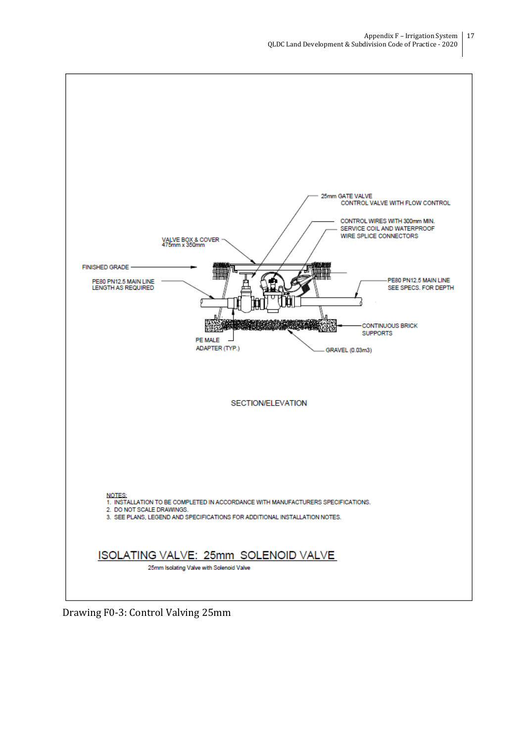25mm GATE VALVE

CONTROL VALVE WITH FLOW CONTROL

CONTROL WIRES WITH 300mm MIN. SERVICE COIL AND WATERPROOF WIRE SPLICE CONNECTORS

VALVE BOX & COVER 475mm x 350mm

FINISHED GRADE

PE80 PN12.5 MAIN LINE LENGTH AS REQUIRED

PE80 PN12.5 MAIN LINE SEE SPECS. FOR DEPTH

CONTINUOUS BRICK SUPPORTS

PE MALE ADAPTER (TYP.)

GRAVEL (0.03m3)

SECTION/ELEVATION

NOTES:

1. INSTALLATION TO BE COMPLETED IN ACCORDANCE WITH MANUFACTURERS SPECIFICATIONS.
2. DO NOT SCALE DRAWINGS.
3. SEE PLANS, LEGEND AND SPECIFICATIONS FOR ADDITIONAL INSTALLATION NOTES.

## ISOLATING VALVE: 25mm SOLENOID VALVE

25mm Isolating Valve with Solenoid Valve

Drawing F0-3: Control Valving 25mm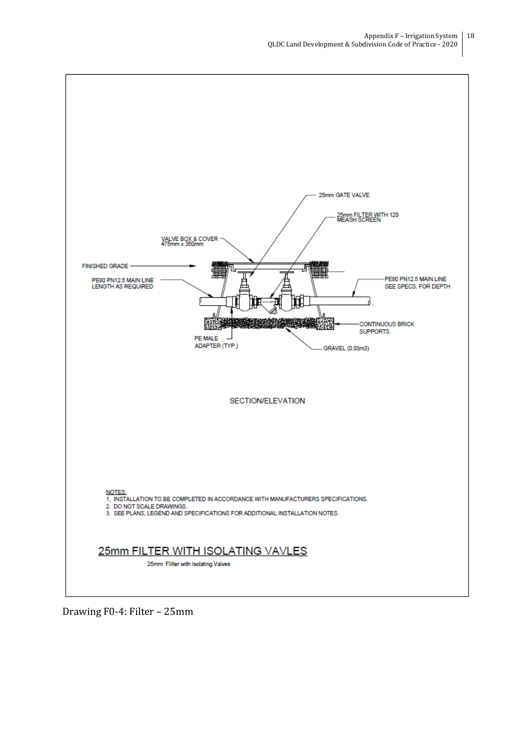25mm GATE VALVE

25mm FILTER WITH 120 MEASH SCREEN

VALVE BOX & COVER 475mm x 350mm

FINISHED GRADE

PE80 PN12.5 MAIN LINE LENGTH AS REQUIRED

PE80 PN12.5 MAIN LINE SEE SPECS. FOR DEPTH

CONTINUOUS BRICK SUPPORTS

PE MALE ADAPTER (TYP.)

GRAVEL (0.03m3)

SECTION/ELEVATION

NOTES:

1. INSTALLATION TO BE COMPLETED IN ACCORDANCE WITH MANUFACTURERS SPECIFICATIONS.
2. DO NOT SCALE DRAWINGS.
3. SEE PLANS, LEGEND AND SPECIFICATIONS FOR ADDITIONAL INSTALLATION NOTES.

## 25mm FILTER WITH ISOLATING VAVLES

25mm Flilter with Isolating Valves

Drawing F0-4: Filter – 25mm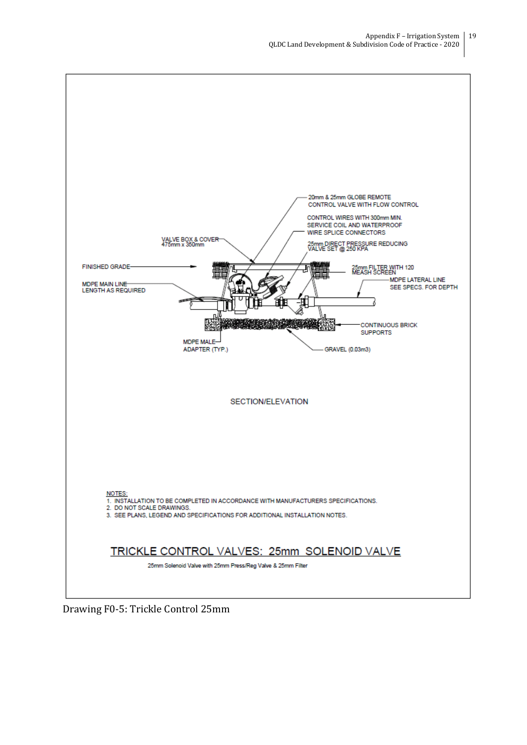20mm & 25mm GLOBE REMOTE CONTROL VALVE WITH FLOW CONTROL

CONTROL WIRES WITH 300mm MIN. SERVICE COIL AND WATERPROOF WIRE SPLICE CONNECTORS

VALVE BOX & COVER 475mm x 350mm

25mm DIRECT PRESSURE REDUCING VALVE SET @ 250 KPA

FINISHED GRADE

25mm FILTER WITH 120 MEASH SCREEN

MDPE MAIN LINE LENGTH AS REQUIRED

MDPE LATERAL LINE SEE SPECS. FOR DEPTH

CONTINUOUS BRICK SUPPORTS

MDPE MALE ADAPTER (TYP.)

GRAVEL (0.03m3)

SECTION/ELEVATION

NOTES:

1. INSTALLATION TO BE COMPLETED IN ACCORDANCE WITH MANUFACTURERS SPECIFICATIONS.
2. DO NOT SCALE DRAWINGS.
3. SEE PLANS, LEGEND AND SPECIFICATIONS FOR ADDITIONAL INSTALLATION NOTES.

TRICKLE CONTROL VALVES: 25mm SOLENOID VALVE

25mm Solenoid Valve with 25mm Press/Reg Valve & 25mm Filter

Drawing F0-5: Trickle Control 25mm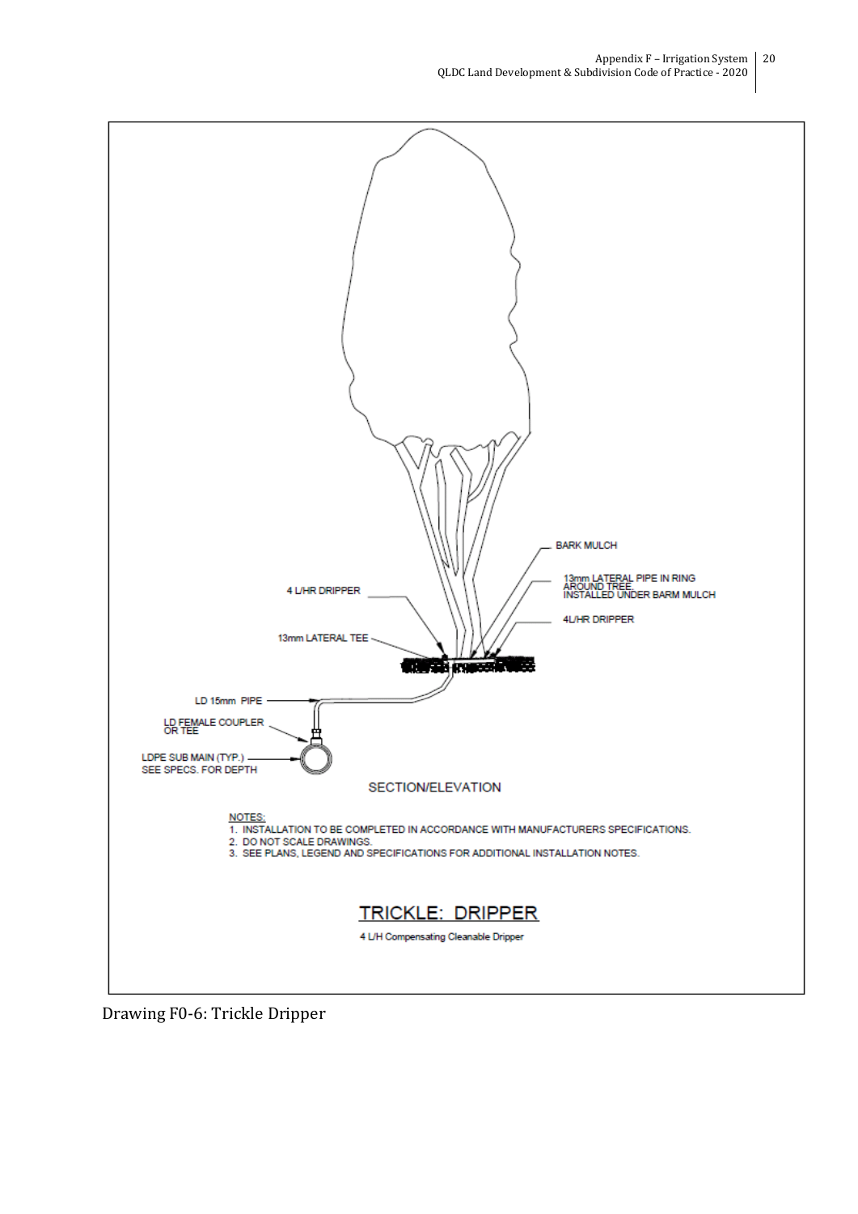BARK MULCH

13mm LATERAL PIPE IN RING AROUND TREE. INSTALLED UNDER BARM MULCH

4 L/HR DRIPPER

4L/HR DRIPPER

13mm LATERAL TEE

LD 15mm PIPE

LD FEMALE COUPLER OR TEE

LDPE SUB MAIN (TYP.) SEE SPECS. FOR DEPTH

SECTION/ELEVATION

NOTES:

1. INSTALLATION TO BE COMPLETED IN ACCORDANCE WITH MANUFACTURERS SPECIFICATIONS.
2. DO NOT SCALE DRAWINGS.
3. SEE PLANS, LEGEND AND SPECIFICATIONS FOR ADDITIONAL INSTALLATION NOTES.

TRICKLE: DRIPPER

4 L/H Compensating Cleanable Dripper

Drawing F0-6: Trickle Dripper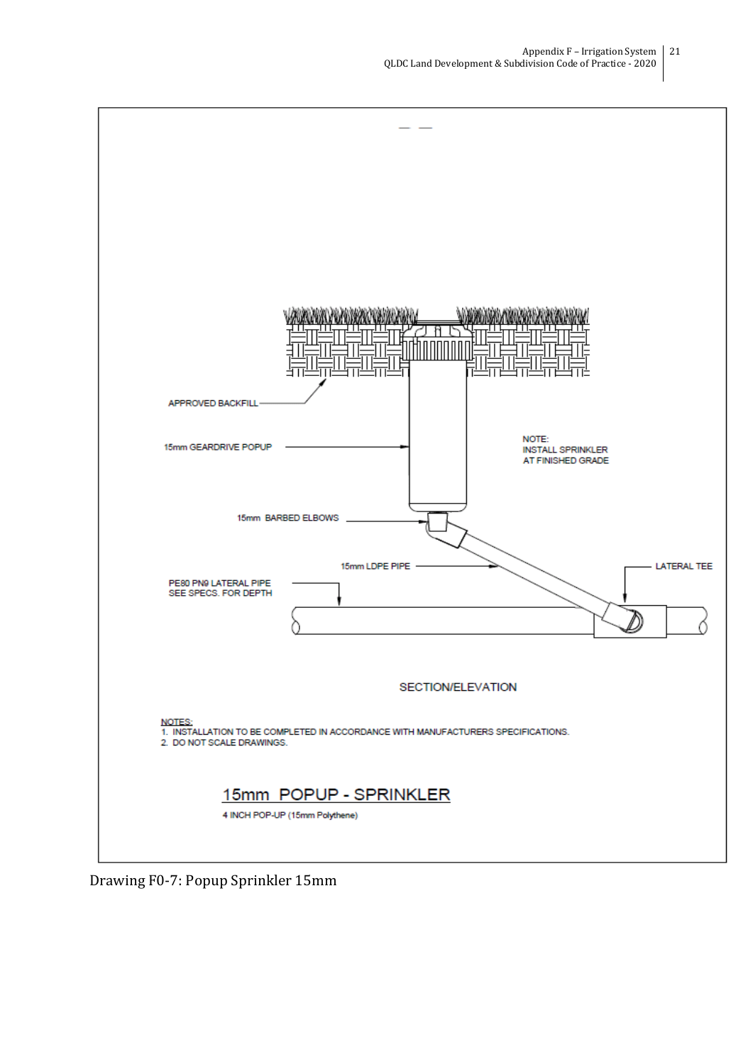APPROVED BACKFILL

15mm GEARDRIVE POPUP

NOTE:
INSTALL SPRINKLER
AT FINISHED GRADE

15mm BARBED ELBOWS

15mm LDPE PIPE

LATERAL TEE

PE80 PN9 LATERAL PIPE
SEE SPECS. FOR DEPTH

SECTION/ELEVATION

NOTES:
1. INSTALLATION TO BE COMPLETED IN ACCORDANCE WITH MANUFACTURERS SPECIFICATIONS.
2. DO NOT SCALE DRAWINGS.

## 15mm POPUP - SPRINKLER

4 INCH POP-UP (15mm Polythene)

Drawing F0-7: Popup Sprinkler 15mm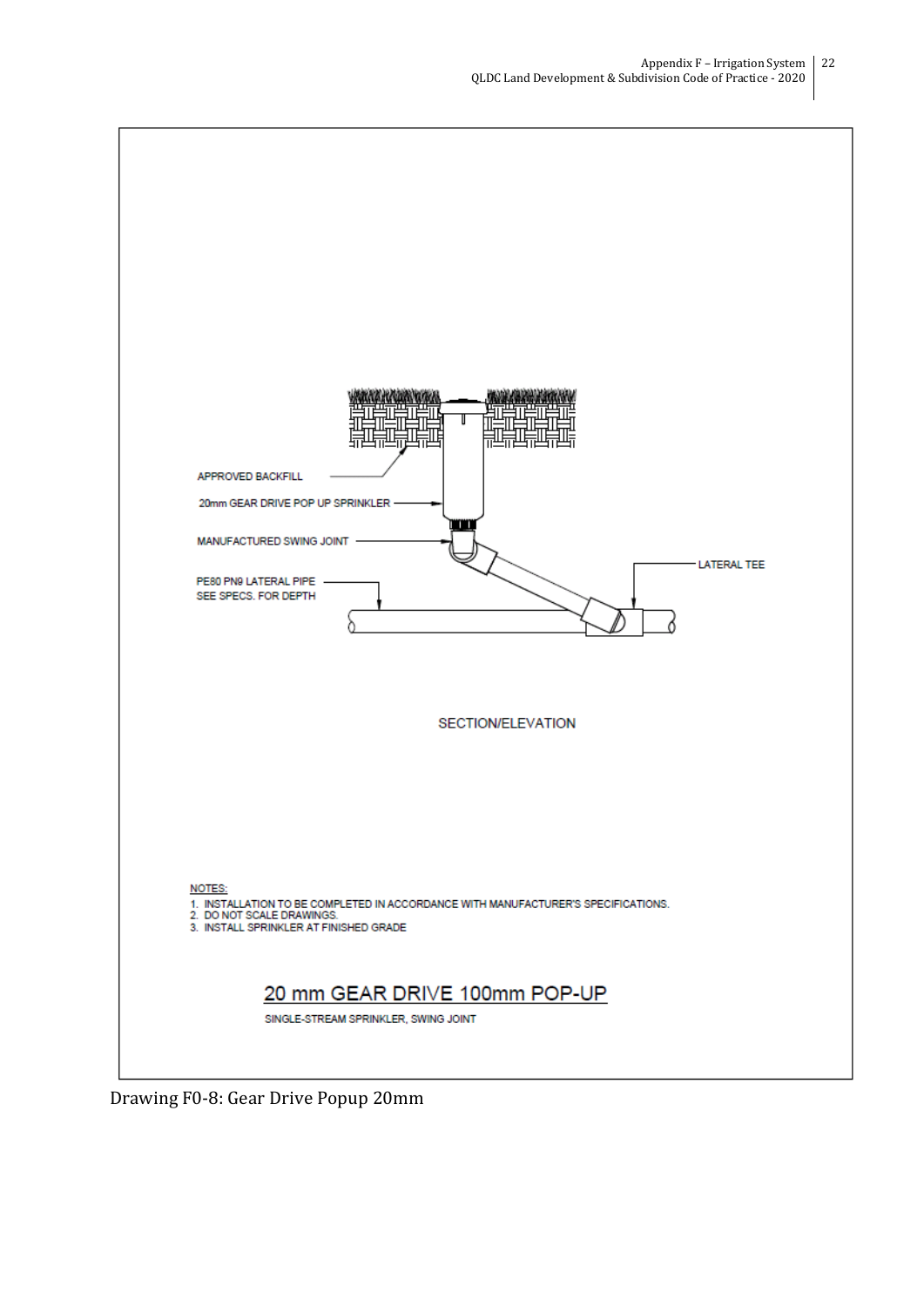APPROVED BACKFILL

20mm GEAR DRIVE POP UP SPRINKLER

MANUFACTURED SWING JOINT

LATERAL TEE

PE80 PN9 LATERAL PIPE
SEE SPECS. FOR DEPTH

SECTION/ELEVATION

NOTES:

1. INSTALLATION TO BE COMPLETED IN ACCORDANCE WITH MANUFACTURER'S SPECIFICATIONS.
2. DO NOT SCALE DRAWINGS.
3. INSTALL SPRINKLER AT FINISHED GRADE

## 20 mm GEAR DRIVE 100mm POP-UP

SINGLE-STREAM SPRINKLER, SWING JOINT

Drawing F0-8: Gear Drive Popup 20mm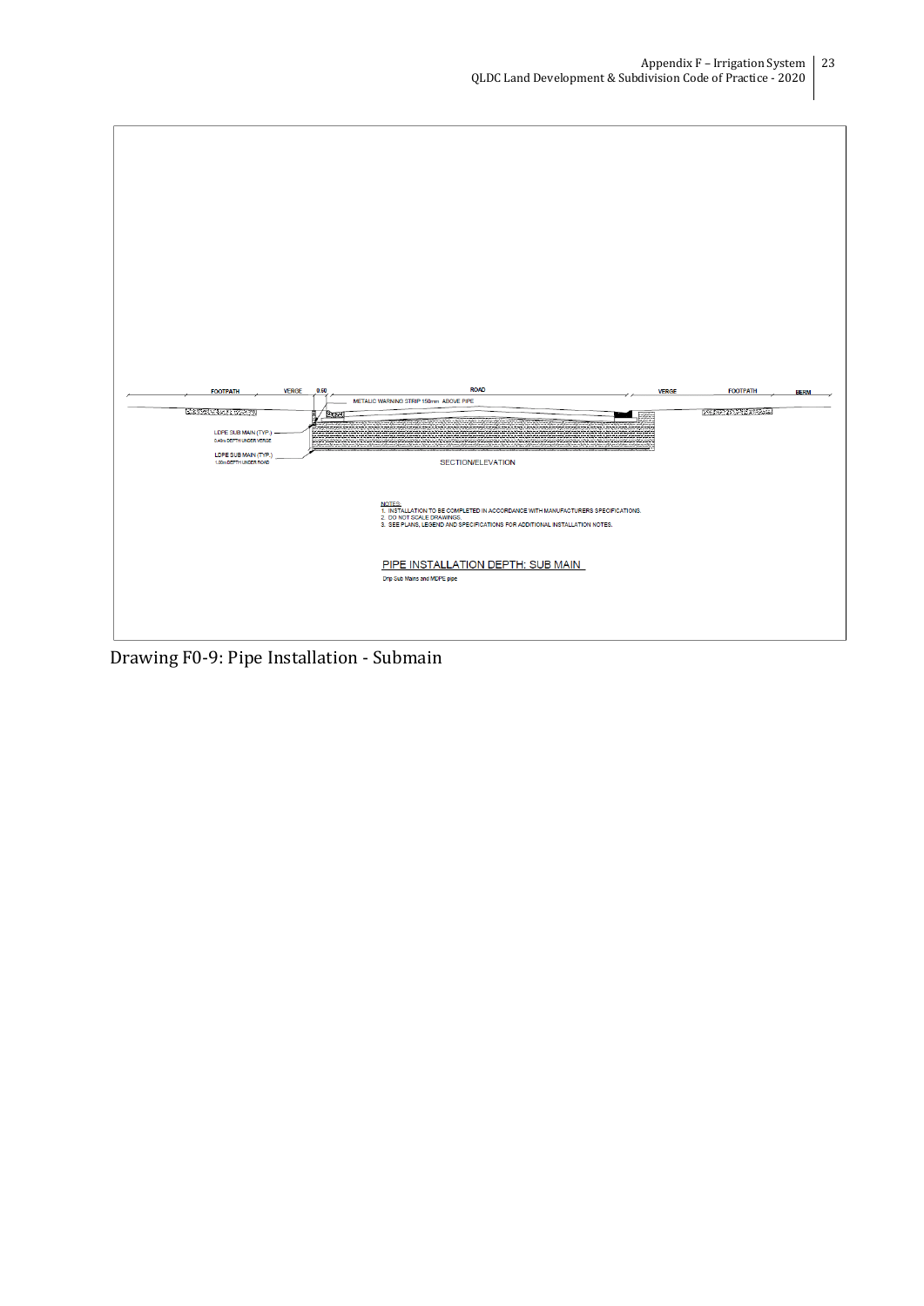FOOTPATH

VERGE

0.50

ROAD

VERGE

FOOTPATH

BERM

METALIC WARNING STRIP 150mm ABOVE PIPE

LDPE SUB MAIN (TYP.)
0.40m DEPTH UNDER VERGE

LDPE SUB MAIN (TYP.)
1.00m DEPTH UNDER ROAD

SECTION/ELEVATION

NOTES:
1. INSTALLATION TO BE COMPLETED IN ACCORDANCE WITH MANUFACTURERS SPECIFICATIONS.
2. DO NOT SCALE DRAWINGS.
3. SEE PLANS, LEGEND AND SPECIFICATIONS FOR ADDITIONAL INSTALLATION NOTES.

PIPE INSTALLATION DEPTH: SUB MAIN

Drip Sub Mains and MDPE pipe

Drawing F0-9: Pipe Installation - Submain